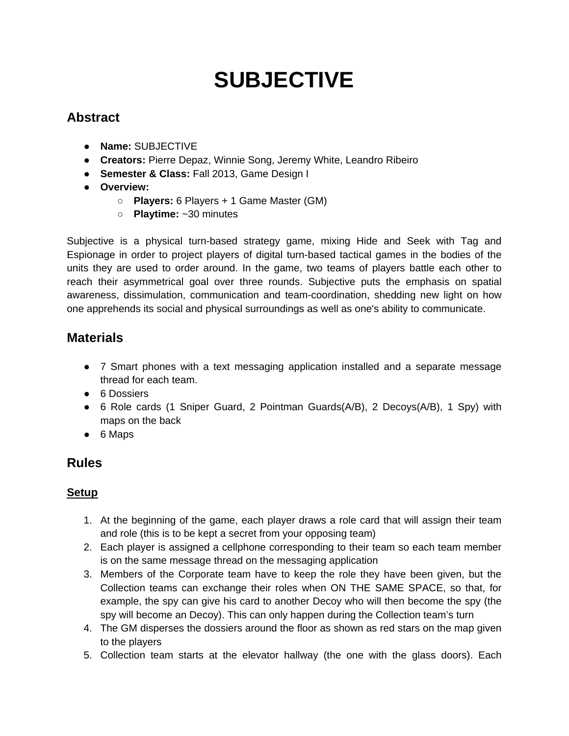# SUBJECTIVE

## Abstract

- **Name:** SUBJECTIVE
- **Creators:** Pierre Depaz, Winnie Song, Jeremy White, Leandro Ribeiro
- **Semester & Class:** Fall 2013, Game Design I
- **Overview:**
  - **Players:** 6 Players + 1 Game Master (GM)
  - **Playtime:** ~30 minutes

Subjective is a physical turn-based strategy game, mixing Hide and Seek with Tag and Espionage in order to project players of digital turn-based tactical games in the bodies of the units they are used to order around. In the game, two teams of players battle each other to reach their asymmetrical goal over three rounds. Subjective puts the emphasis on spatial awareness, dissimulation, communication and team-coordination, shedding new light on how one apprehends its social and physical surroundings as well as one's ability to communicate.

## Materials

- 7 Smart phones with a text messaging application installed and a separate message thread for each team.
- 6 Dossiers
- 6 Role cards (1 Sniper Guard, 2 Pointman Guards(A/B), 2 Decoys(A/B), 1 Spy) with maps on the back
- 6 Maps

## Rules

### Setup

1. At the beginning of the game, each player draws a role card that will assign their team and role (this is to be kept a secret from your opposing team)
2. Each player is assigned a cellphone corresponding to their team so each team member is on the same message thread on the messaging application
3. Members of the Corporate team have to keep the role they have been given, but the Collection teams can exchange their roles when ON THE SAME SPACE, so that, for example, the spy can give his card to another Decoy who will then become the spy (the spy will become an Decoy). This can only happen during the Collection team's turn
4. The GM disperses the dossiers around the floor as shown as red stars on the map given to the players
5. Collection team starts at the elevator hallway (the one with the glass doors). Each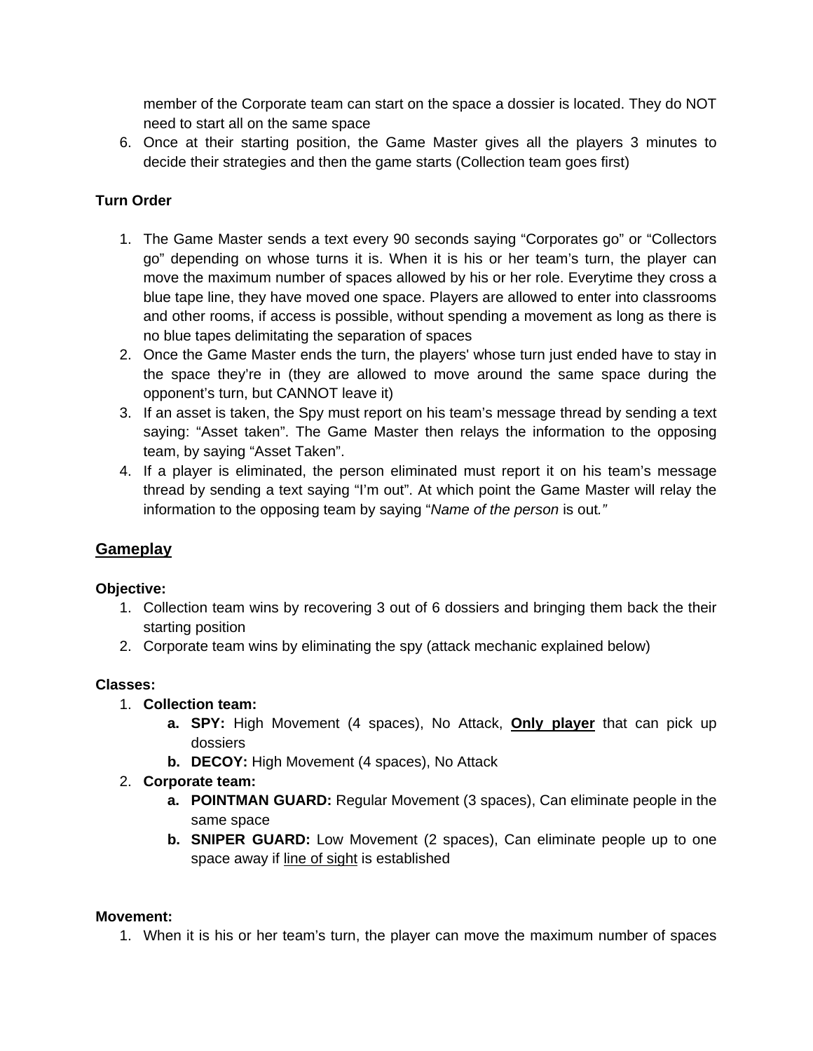member of the Corporate team can start on the space a dossier is located. They do NOT need to start all on the same space

6. Once at their starting position, the Game Master gives all the players 3 minutes to decide their strategies and then the game starts (Collection team goes first)

**Turn Order**

1. The Game Master sends a text every 90 seconds saying “Corporates go” or “Collectors go” depending on whose turns it is. When it is his or her team’s turn, the player can move the maximum number of spaces allowed by his or her role. Everytime they cross a blue tape line, they have moved one space. Players are allowed to enter into classrooms and other rooms, if access is possible, without spending a movement as long as there is no blue tapes delimitating the separation of spaces
2. Once the Game Master ends the turn, the players' whose turn just ended have to stay in the space they’re in (they are allowed to move around the same space during the opponent’s turn, but CANNOT leave it)
3. If an asset is taken, the Spy must report on his team’s message thread by sending a text saying: “Asset taken”. The Game Master then relays the information to the opposing team, by saying “Asset Taken”.
4. If a player is eliminated, the person eliminated must report it on his team’s message thread by sending a text saying “I’m out”. At which point the Game Master will relay the information to the opposing team by saying “*Name of the person* is out*.”*

## <u>Gameplay</u>

**Objective:**

1. Collection team wins by recovering 3 out of 6 dossiers and bringing them back the their starting position
2. Corporate team wins by eliminating the spy (attack mechanic explained below)

**Classes:**

1. **Collection team:**
   a. **SPY:** High Movement (4 spaces), No Attack, <u>**Only player**</u> that can pick up dossiers
   b. **DECOY:** High Movement (4 spaces), No Attack
2. **Corporate team:**
   a. **POINTMAN GUARD:** Regular Movement (3 spaces), Can eliminate people in the same space
   b. **SNIPER GUARD:** Low Movement (2 spaces), Can eliminate people up to one space away if <u>line of sight</u> is established

**Movement:**

1. When it is his or her team’s turn, the player can move the maximum number of spaces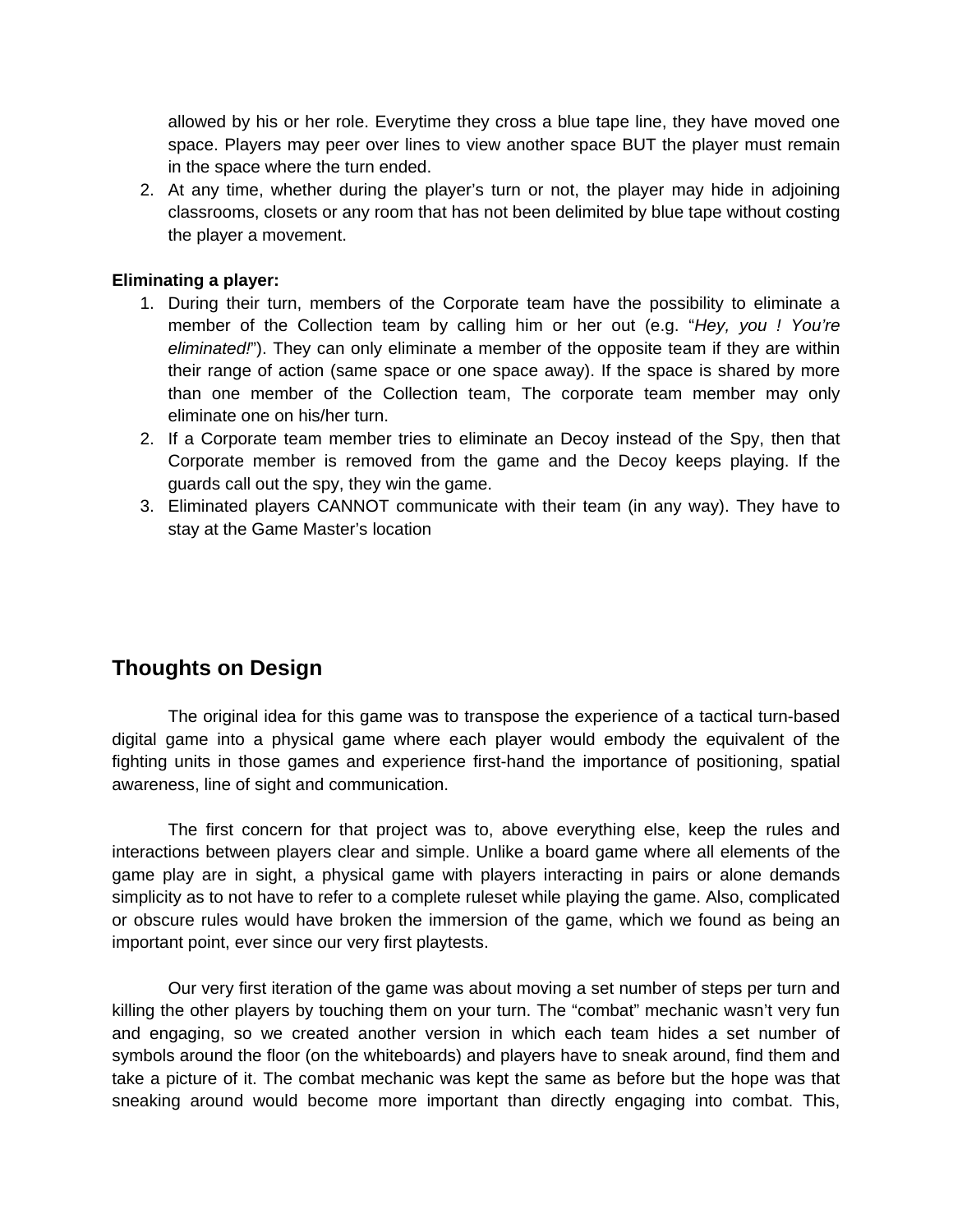allowed by his or her role. Everytime they cross a blue tape line, they have moved one space. Players may peer over lines to view another space BUT the player must remain in the space where the turn ended.
2. At any time, whether during the player's turn or not, the player may hide in adjoining classrooms, closets or any room that has not been delimited by blue tape without costing the player a movement.

**Eliminating a player:**

1. During their turn, members of the Corporate team have the possibility to eliminate a member of the Collection team by calling him or her out (e.g. "*Hey, you ! You're eliminated!*"). They can only eliminate a member of the opposite team if they are within their range of action (same space or one space away). If the space is shared by more than one member of the Collection team, The corporate team member may only eliminate one on his/her turn.
2. If a Corporate team member tries to eliminate an Decoy instead of the Spy, then that Corporate member is removed from the game and the Decoy keeps playing. If the guards call out the spy, they win the game.
3. Eliminated players CANNOT communicate with their team (in any way). They have to stay at the Game Master's location

## Thoughts on Design

The original idea for this game was to transpose the experience of a tactical turn-based digital game into a physical game where each player would embody the equivalent of the fighting units in those games and experience first-hand the importance of positioning, spatial awareness, line of sight and communication.

The first concern for that project was to, above everything else, keep the rules and interactions between players clear and simple. Unlike a board game where all elements of the game play are in sight, a physical game with players interacting in pairs or alone demands simplicity as to not have to refer to a complete ruleset while playing the game. Also, complicated or obscure rules would have broken the immersion of the game, which we found as being an important point, ever since our very first playtests.

Our very first iteration of the game was about moving a set number of steps per turn and killing the other players by touching them on your turn. The "combat" mechanic wasn't very fun and engaging, so we created another version in which each team hides a set number of symbols around the floor (on the whiteboards) and players have to sneak around, find them and take a picture of it. The combat mechanic was kept the same as before but the hope was that sneaking around would become more important than directly engaging into combat. This,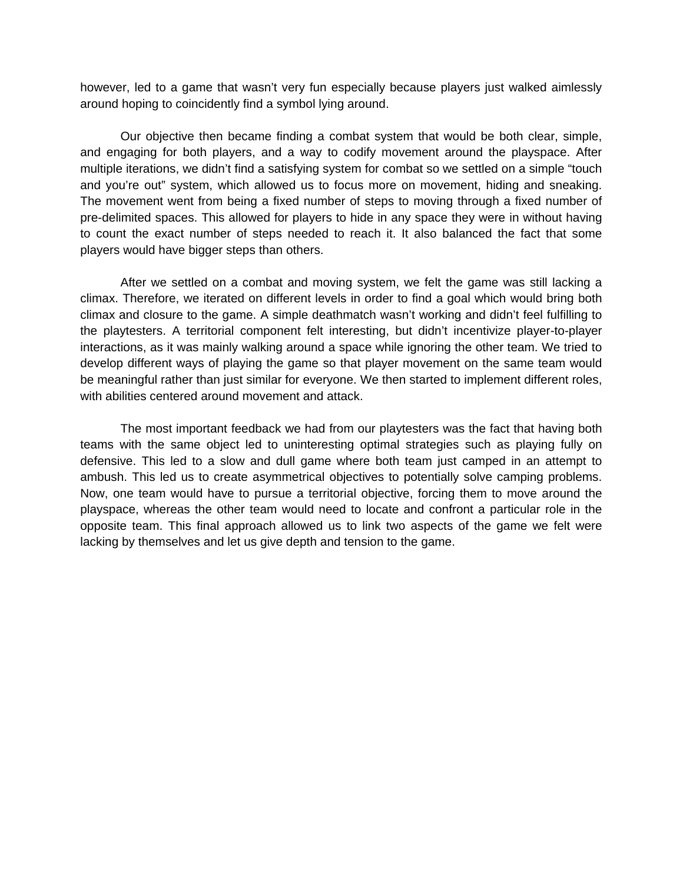however, led to a game that wasn't very fun especially because players just walked aimlessly around hoping to coincidently find a symbol lying around.

Our objective then became finding a combat system that would be both clear, simple, and engaging for both players, and a way to codify movement around the playspace. After multiple iterations, we didn't find a satisfying system for combat so we settled on a simple "touch and you're out" system, which allowed us to focus more on movement, hiding and sneaking. The movement went from being a fixed number of steps to moving through a fixed number of pre-delimited spaces. This allowed for players to hide in any space they were in without having to count the exact number of steps needed to reach it. It also balanced the fact that some players would have bigger steps than others.

After we settled on a combat and moving system, we felt the game was still lacking a climax. Therefore, we iterated on different levels in order to find a goal which would bring both climax and closure to the game. A simple deathmatch wasn't working and didn't feel fulfilling to the playtesters. A territorial component felt interesting, but didn't incentivize player-to-player interactions, as it was mainly walking around a space while ignoring the other team. We tried to develop different ways of playing the game so that player movement on the same team would be meaningful rather than just similar for everyone. We then started to implement different roles, with abilities centered around movement and attack.

The most important feedback we had from our playtesters was the fact that having both teams with the same object led to uninteresting optimal strategies such as playing fully on defensive. This led to a slow and dull game where both team just camped in an attempt to ambush. This led us to create asymmetrical objectives to potentially solve camping problems. Now, one team would have to pursue a territorial objective, forcing them to move around the playspace, whereas the other team would need to locate and confront a particular role in the opposite team. This final approach allowed us to link two aspects of the game we felt were lacking by themselves and let us give depth and tension to the game.